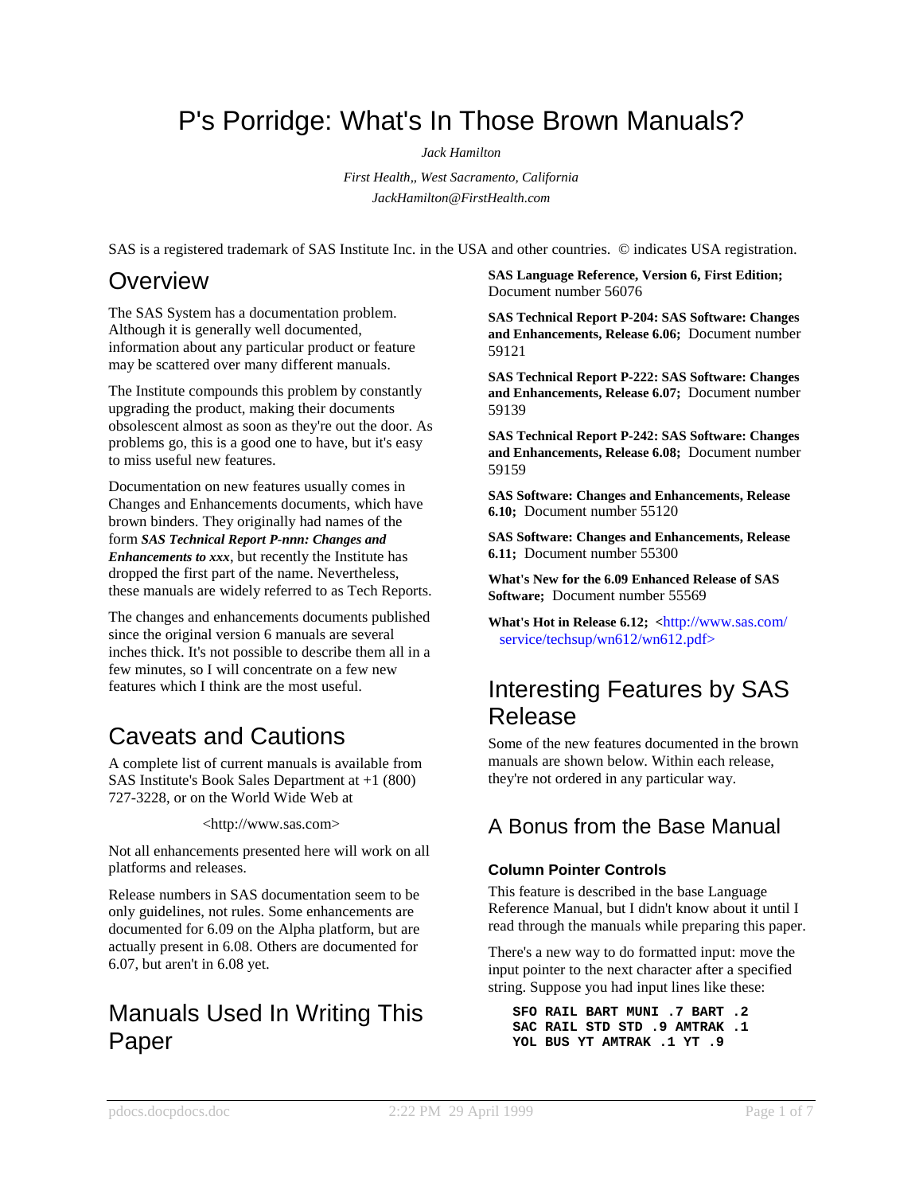# P's Porridge: What's In Those Brown Manuals?

*Jack Hamilton*

*First Health,, West Sacramento, California*
*JackHamilton@FirstHealth.com*

SAS is a registered trademark of SAS Institute Inc. in the USA and other countries. © indicates USA registration.

## Overview

The SAS System has a documentation problem. Although it is generally well documented, information about any particular product or feature may be scattered over many different manuals.

The Institute compounds this problem by constantly upgrading the product, making their documents obsolescent almost as soon as they're out the door. As problems go, this is a good one to have, but it's easy to miss useful new features.

Documentation on new features usually comes in Changes and Enhancements documents, which have brown binders. They originally had names of the form ***SAS Technical Report P-nnn: Changes and Enhancements to xxx***, but recently the Institute has dropped the first part of the name. Nevertheless, these manuals are widely referred to as Tech Reports.

The changes and enhancements documents published since the original version 6 manuals are several inches thick. It's not possible to describe them all in a few minutes, so I will concentrate on a few new features which I think are the most useful.

## Caveats and Cautions

A complete list of current manuals is available from SAS Institute's Book Sales Department at +1 (800) 727-3228, or on the World Wide Web at

<http://www.sas.com>

Not all enhancements presented here will work on all platforms and releases.

Release numbers in SAS documentation seem to be only guidelines, not rules. Some enhancements are documented for 6.09 on the Alpha platform, but are actually present in 6.08. Others are documented for 6.07, but aren't in 6.08 yet.

## Manuals Used In Writing This Paper

**SAS Language Reference, Version 6, First Edition;** Document number 56076

**SAS Technical Report P-204: SAS Software: Changes and Enhancements, Release 6.06;** Document number 59121

**SAS Technical Report P-222: SAS Software: Changes and Enhancements, Release 6.07;** Document number 59139

**SAS Technical Report P-242: SAS Software: Changes and Enhancements, Release 6.08;** Document number 59159

**SAS Software: Changes and Enhancements, Release 6.10;** Document number 55120

**SAS Software: Changes and Enhancements, Release 6.11;** Document number 55300

**What's New for the 6.09 Enhanced Release of SAS Software;** Document number 55569

**What's Hot in Release 6.12;** <http://www.sas.com/service/techsup/wn612/wn612.pdf>

## Interesting Features by SAS Release

Some of the new features documented in the brown manuals are shown below. Within each release, they're not ordered in any particular way.

### A Bonus from the Base Manual

#### Column Pointer Controls

This feature is described in the base Language Reference Manual, but I didn't know about it until I read through the manuals while preparing this paper.

There's a new way to do formatted input: move the input pointer to the next character after a specified string. Suppose you had input lines like these:

```
SFO RAIL BART MUNI .7 BART .2
SAC RAIL STD STD .9 AMTRAK .1
YOL BUS YT AMTRAK .1 YT .9
```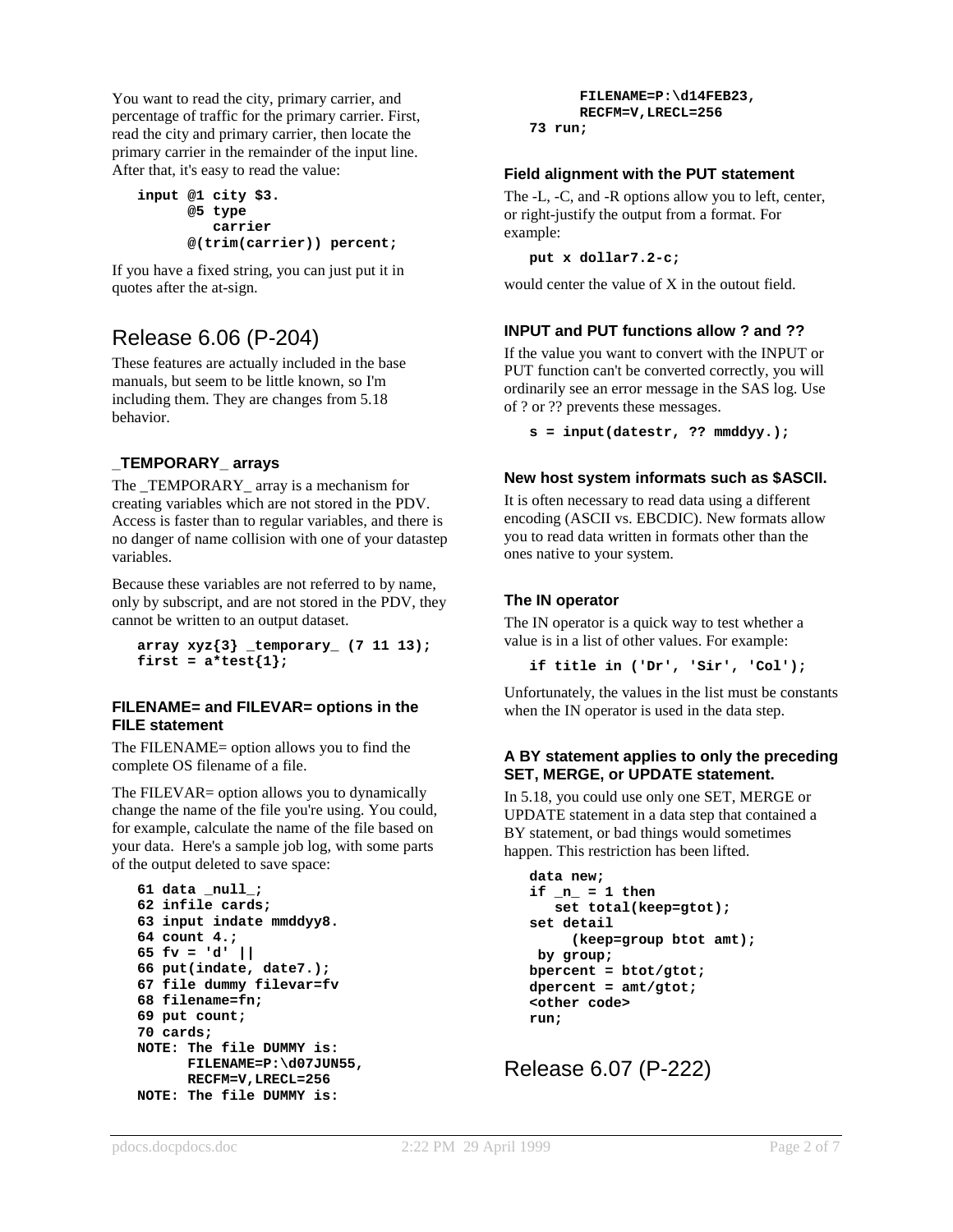You want to read the city, primary carrier, and percentage of traffic for the primary carrier. First, read the city and primary carrier, then locate the primary carrier in the remainder of the input line. After that, it's easy to read the value:

```
input @1 city $3.
      @5 type
         carrier
      @(trim(carrier)) percent;
```

If you have a fixed string, you can just put it in quotes after the at-sign.

# Release 6.06 (P-204)

These features are actually included in the base manuals, but seem to be little known, so I'm including them. They are changes from 5.18 behavior.

### _TEMPORARY_ arrays

The _TEMPORARY_ array is a mechanism for creating variables which are not stored in the PDV. Access is faster than to regular variables, and there is no danger of name collision with one of your datastep variables.

Because these variables are not referred to by name, only by subscript, and are not stored in the PDV, they cannot be written to an output dataset.

```
array xyz{3} _temporary_ (7 11 13);
first = a*test{1};
```

### FILENAME= and FILEVAR= options in the FILE statement

The FILENAME= option allows you to find the complete OS filename of a file.

The FILEVAR= option allows you to dynamically change the name of the file you're using. You could, for example, calculate the name of the file based on your data. Here's a sample job log, with some parts of the output deleted to save space:

```
61 data _null_;
62 infile cards;
63 input indate mmddyy8.
64 count 4.;
65 fv = 'd' ||
66 put(indate, date7.);
67 file dummy filevar=fv
68 filename=fn;
69 put count;
70 cards;
NOTE: The file DUMMY is:
      FILENAME=P:\d07JUN55,
      RECFM=V,LRECL=256
NOTE: The file DUMMY is:
      FILENAME=P:\d14FEB23,
      RECFM=V,LRECL=256
73 run;
```

### Field alignment with the PUT statement

The -L, -C, and -R options allow you to left, center, or right-justify the output from a format. For example:

```
put x dollar7.2-c;
```

would center the value of X in the outout field.

### INPUT and PUT functions allow ? and ??

If the value you want to convert with the INPUT or PUT function can't be converted correctly, you will ordinarily see an error message in the SAS log. Use of ? or ?? prevents these messages.

```
s = input(datestr, ?? mmddyy.);
```

### New host system informats such as $ASCII.

It is often necessary to read data using a different encoding (ASCII vs. EBCDIC). New formats allow you to read data written in formats other than the ones native to your system.

### The IN operator

The IN operator is a quick way to test whether a value is in a list of other values. For example:

```
if title in ('Dr', 'Sir', 'Col');
```

Unfortunately, the values in the list must be constants when the IN operator is used in the data step.

### A BY statement applies to only the preceding SET, MERGE, or UPDATE statement.

In 5.18, you could use only one SET, MERGE or UPDATE statement in a data step that contained a BY statement, or bad things would sometimes happen. This restriction has been lifted.

```
data new;
if _n_ = 1 then
   set total(keep=gtot);
set detail
     (keep=group btot amt);
 by group;
bpercent = btot/gtot;
dpercent = amt/gtot;
<other code>
run;
```

# Release 6.07 (P-222)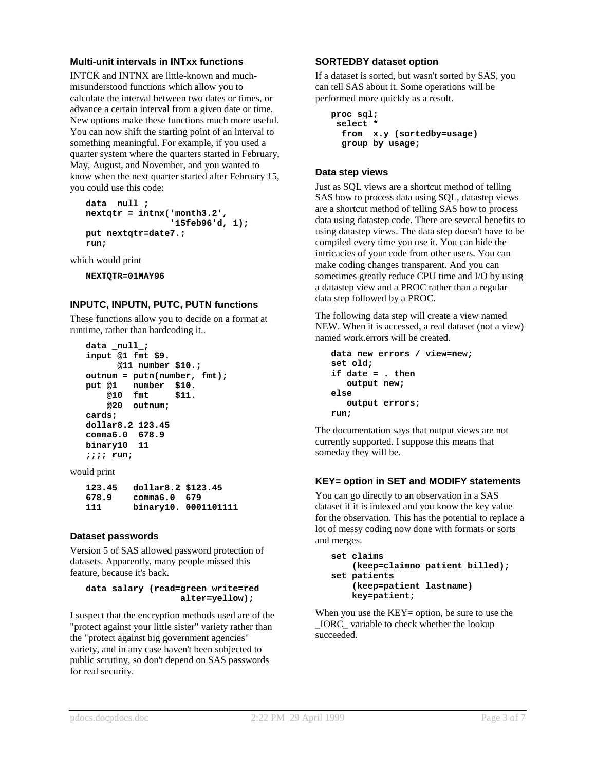### Multi-unit intervals in INTxx functions

INTCK and INTNX are little-known and much-misunderstood functions which allow you to calculate the interval between two dates or times, or advance a certain interval from a given date or time. New options make these functions much more useful. You can now shift the starting point of an interval to something meaningful. For example, if you used a quarter system where the quarters started in February, May, August, and November, and you wanted to know when the next quarter started after February 15, you could use this code:

```
data _null_;
nextqtr = intnx('month3.2',
                '15feb96'd, 1);
put nextqtr=date7.;
run;
```

which would print

```
NEXTQTR=01MAY96
```

### INPUTC, INPUTN, PUTC, PUTN functions

These functions allow you to decide on a format at runtime, rather than hardcoding it..

```
data _null_;
input @1 fmt $9.
      @11 number $10.;
outnum = putn(number, fmt);
put @1   number  $10.
    @10  fmt     $11.
    @20  outnum;
cards;
dollar8.2 123.45
comma6.0  678.9
binary10  11
;;;; run;
```

would print

```
123.45   dollar8.2 $123.45
678.9    comma6.0  679
111      binary10. 0001101111
```

### Dataset passwords

Version 5 of SAS allowed password protection of datasets. Apparently, many people missed this feature, because it's back.

```
data salary (read=green write=red
                  alter=yellow);
```

I suspect that the encryption methods used are of the "protect against your little sister" rather than the "protect against big government agencies" variety, and in any case haven't been subjected to public scrutiny, so don't depend on SAS passwords for real security.

### SORTEDBY dataset option

If a dataset is sorted, but wasn't sorted by SAS, you can tell SAS about it. Some operations will be performed more quickly as a result.

```
proc sql;
 select *
  from  x.y (sortedby=usage)
  group by usage;
```

### Data step views

Just as SQL views are a shortcut method of telling SAS how to process data using SQL, datastep views are a shortcut method of telling SAS how to process data using datastep code. There are several benefits to using datastep views. The data step doesn't have to be compiled every time you use it. You can hide the intricacies of your code from other users. You can make coding changes transparent. And you can sometimes greatly reduce CPU time and I/O by using a datastep view and a PROC rather than a regular data step followed by a PROC.

The following data step will create a view named NEW. When it is accessed, a real dataset (not a view) named work.errors will be created.

```
data new errors / view=new;
set old;
if date = . then
   output new;
else
   output errors;
run;
```

The documentation says that output views are not currently supported. I suppose this means that someday they will be.

### KEY= option in SET and MODIFY statements

You can go directly to an observation in a SAS dataset if it is indexed and you know the key value for the observation. This has the potential to replace a lot of messy coding now done with formats or sorts and merges.

```
set claims
    (keep=claimno patient billed);
set patients
    (keep=patient lastname)
    key=patient;
```

When you use the KEY= option, be sure to use the _IORC_ variable to check whether the lookup succeeded.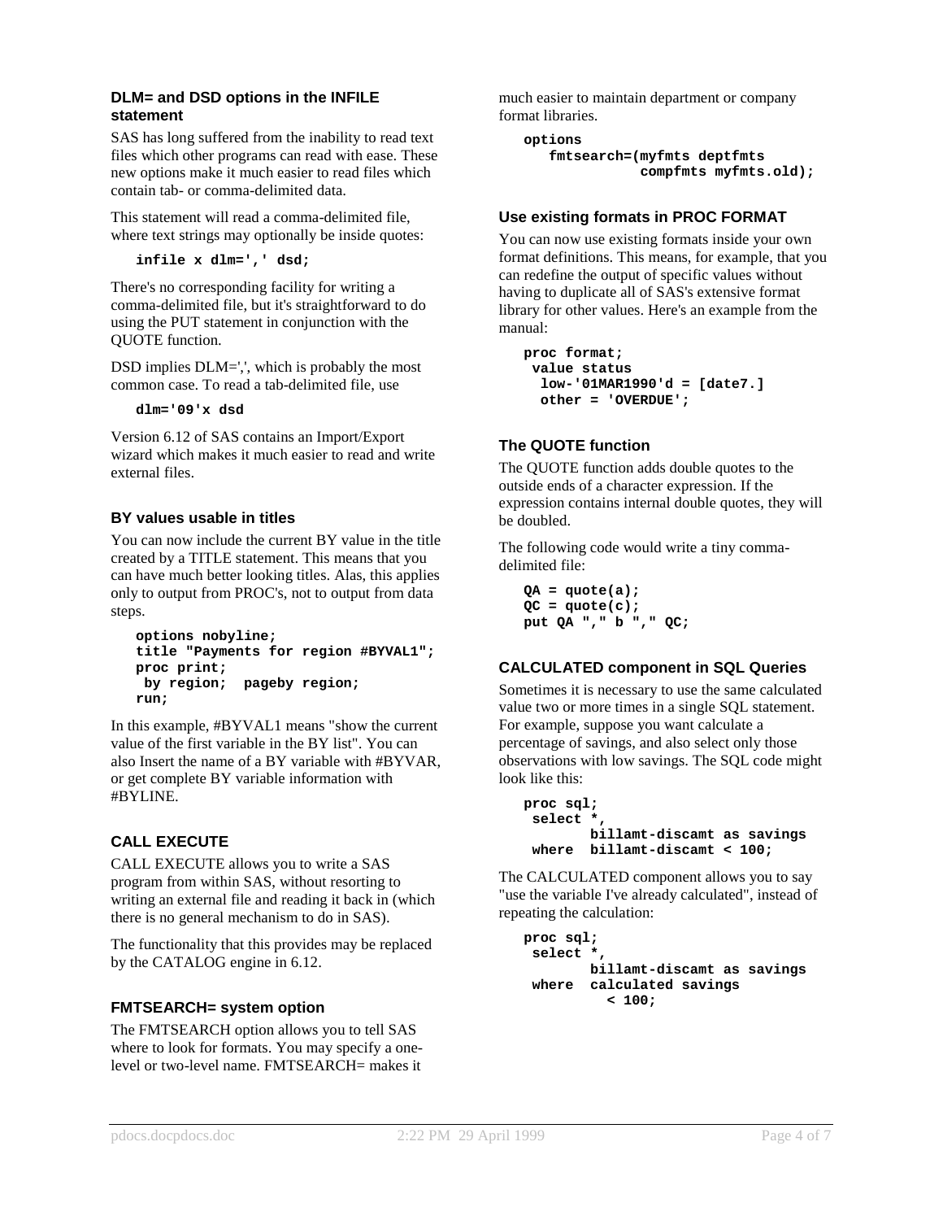### DLM= and DSD options in the INFILE statement

SAS has long suffered from the inability to read text files which other programs can read with ease. These new options make it much easier to read files which contain tab- or comma-delimited data.

This statement will read a comma-delimited file, where text strings may optionally be inside quotes:

```
infile x dlm=',' dsd;
```

There's no corresponding facility for writing a comma-delimited file, but it's straightforward to do using the PUT statement in conjunction with the QUOTE function.

DSD implies DLM=',', which is probably the most common case. To read a tab-delimited file, use

```
dlm='09'x dsd
```

Version 6.12 of SAS contains an Import/Export wizard which makes it much easier to read and write external files.

### BY values usable in titles

You can now include the current BY value in the title created by a TITLE statement. This means that you can have much better looking titles. Alas, this applies only to output from PROC's, not to output from data steps.

```
options nobyline;
title "Payments for region #BYVAL1";
proc print;
 by region;  pageby region;
run;
```

In this example, #BYVAL1 means "show the current value of the first variable in the BY list". You can also Insert the name of a BY variable with #BYVAR, or get complete BY variable information with #BYLINE.

### CALL EXECUTE

CALL EXECUTE allows you to write a SAS program from within SAS, without resorting to writing an external file and reading it back in (which there is no general mechanism to do in SAS).

The functionality that this provides may be replaced by the CATALOG engine in 6.12.

### FMTSEARCH= system option

The FMTSEARCH option allows you to tell SAS where to look for formats. You may specify a one-level or two-level name. FMTSEARCH= makes it much easier to maintain department or company format libraries.

```
options
   fmtsearch=(myfmts deptfmts
              compfmts myfmts.old);
```

### Use existing formats in PROC FORMAT

You can now use existing formats inside your own format definitions. This means, for example, that you can redefine the output of specific values without having to duplicate all of SAS's extensive format library for other values. Here's an example from the manual:

```
proc format;
 value status
  low-'01MAR1990'd = [date7.]
  other = 'OVERDUE';
```

### The QUOTE function

The QUOTE function adds double quotes to the outside ends of a character expression. If the expression contains internal double quotes, they will be doubled.

The following code would write a tiny comma-delimited file:

```
QA = quote(a);
QC = quote(c);
put QA "," b "," QC;
```

### CALCULATED component in SQL Queries

Sometimes it is necessary to use the same calculated value two or more times in a single SQL statement. For example, suppose you want calculate a percentage of savings, and also select only those observations with low savings. The SQL code might look like this:

```
proc sql;
 select *,
        billamt-discamt as savings
 where  billamt-discamt < 100;
```

The CALCULATED component allows you to say "use the variable I've already calculated", instead of repeating the calculation:

```
proc sql;
 select *,
        billamt-discamt as savings
 where  calculated savings
           < 100;
```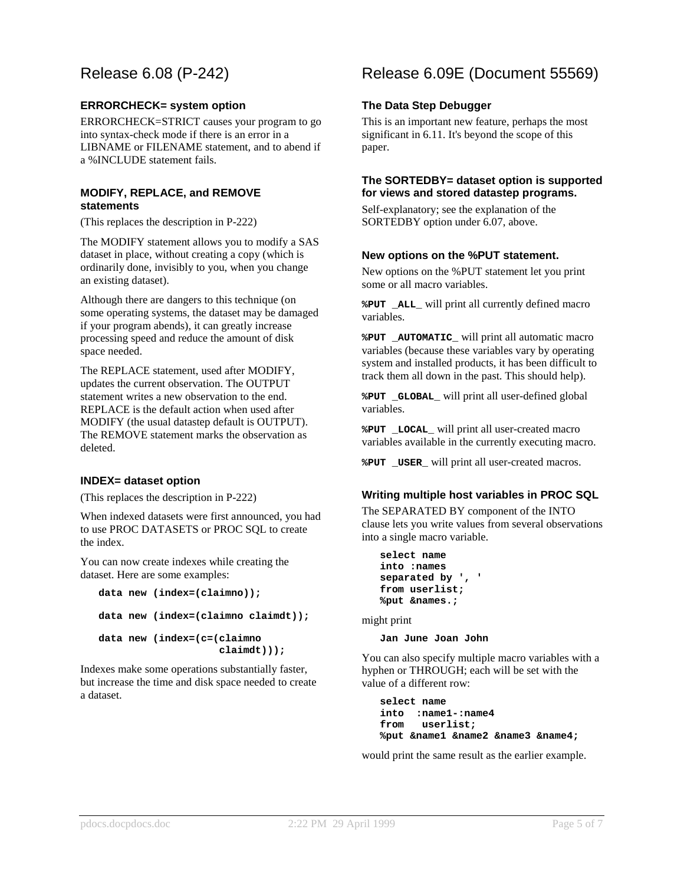# Release 6.08 (P-242)

### ERRORCHECK= system option

ERRORCHECK=STRICT causes your program to go into syntax-check mode if there is an error in a LIBNAME or FILENAME statement, and to abend if a %INCLUDE statement fails.

### MODIFY, REPLACE, and REMOVE statements

(This replaces the description in P-222)

The MODIFY statement allows you to modify a SAS dataset in place, without creating a copy (which is ordinarily done, invisibly to you, when you change an existing dataset).

Although there are dangers to this technique (on some operating systems, the dataset may be damaged if your program abends), it can greatly increase processing speed and reduce the amount of disk space needed.

The REPLACE statement, used after MODIFY, updates the current observation. The OUTPUT statement writes a new observation to the end. REPLACE is the default action when used after MODIFY (the usual datastep default is OUTPUT). The REMOVE statement marks the observation as deleted.

### INDEX= dataset option

(This replaces the description in P-222)

When indexed datasets were first announced, you had to use PROC DATASETS or PROC SQL to create the index.

You can now create indexes while creating the dataset. Here are some examples:

```
data new (index=(claimno));

data new (index=(claimno claimdt));

data new (index=(c=(claimno
                    claimdt)));
```

Indexes make some operations substantially faster, but increase the time and disk space needed to create a dataset.

# Release 6.09E (Document 55569)

### The Data Step Debugger

This is an important new feature, perhaps the most significant in 6.11. It's beyond the scope of this paper.

### The SORTEDBY= dataset option is supported for views and stored datastep programs.

Self-explanatory; see the explanation of the SORTEDBY option under 6.07, above.

### New options on the %PUT statement.

New options on the %PUT statement let you print some or all macro variables.

**`%PUT _ALL_`** will print all currently defined macro variables.

**`%PUT _AUTOMATIC_`** will print all automatic macro variables (because these variables vary by operating system and installed products, it has been difficult to track them all down in the past. This should help).

**`%PUT _GLOBAL_`** will print all user-defined global variables.

**`%PUT _LOCAL_`** will print all user-created macro variables available in the currently executing macro.

**`%PUT _USER_`** will print all user-created macros.

### Writing multiple host variables in PROC SQL

The SEPARATED BY component of the INTO clause lets you write values from several observations into a single macro variable.

```
select name
into :names
separated by ', '
from userlist;
%put &names.;
```

might print

```
Jan June Joan John
```

You can also specify multiple macro variables with a hyphen or THROUGH; each will be set with the value of a different row:

```
select name
into  :name1-:name4
from   userlist;
%put &name1 &name2 &name3 &name4;
```

would print the same result as the earlier example.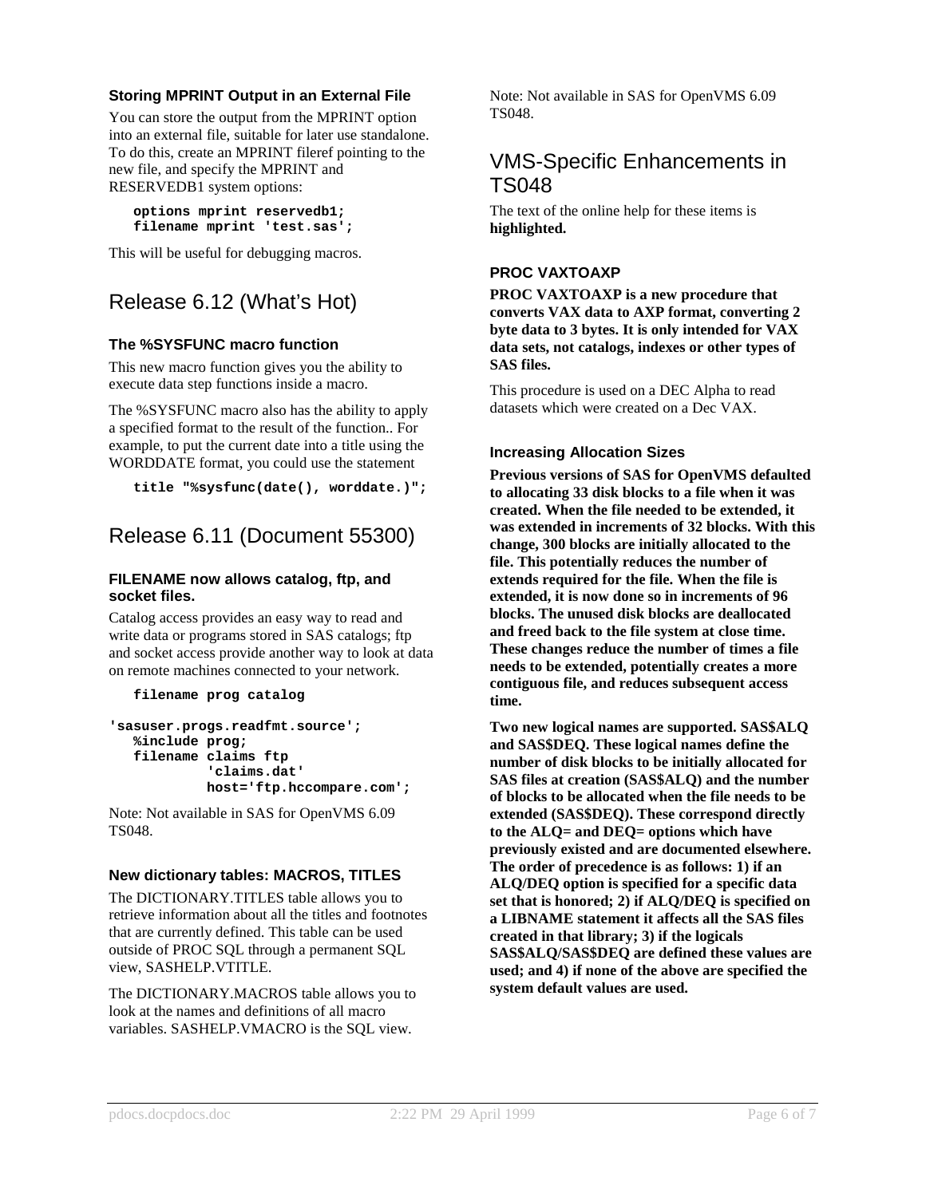### Storing MPRINT Output in an External File

You can store the output from the MPRINT option into an external file, suitable for later use standalone. To do this, create an MPRINT fileref pointing to the new file, and specify the MPRINT and RESERVEDB1 system options:

```
options mprint reservedb1;
filename mprint 'test.sas';
```

This will be useful for debugging macros.

## Release 6.12 (What's Hot)

### The %SYSFUNC macro function

This new macro function gives you the ability to execute data step functions inside a macro.

The %SYSFUNC macro also has the ability to apply a specified format to the result of the function.. For example, to put the current date into a title using the WORDDATE format, you could use the statement

```
title "%sysfunc(date(), worddate.)";
```

## Release 6.11 (Document 55300)

### FILENAME now allows catalog, ftp, and socket files.

Catalog access provides an easy way to read and write data or programs stored in SAS catalogs; ftp and socket access provide another way to look at data on remote machines connected to your network.

```
   filename prog catalog

'sasuser.progs.readfmt.source';
   %include prog;
   filename claims ftp
            'claims.dat'
            host='ftp.hccompare.com';
```

Note: Not available in SAS for OpenVMS 6.09 TS048.

### New dictionary tables: MACROS, TITLES

The DICTIONARY.TITLES table allows you to retrieve information about all the titles and footnotes that are currently defined. This table can be used outside of PROC SQL through a permanent SQL view, SASHELP.VTITLE.

The DICTIONARY.MACROS table allows you to look at the names and definitions of all macro variables. SASHELP.VMACRO is the SQL view.

Note: Not available in SAS for OpenVMS 6.09 TS048.

## VMS-Specific Enhancements in TS048

The text of the online help for these items is **highlighted.**

### PROC VAXTOAXP

**PROC VAXTOAXP is a new procedure that converts VAX data to AXP format, converting 2 byte data to 3 bytes. It is only intended for VAX data sets, not catalogs, indexes or other types of SAS files.**

This procedure is used on a DEC Alpha to read datasets which were created on a Dec VAX.

### Increasing Allocation Sizes

**Previous versions of SAS for OpenVMS defaulted to allocating 33 disk blocks to a file when it was created. When the file needed to be extended, it was extended in increments of 32 blocks. With this change, 300 blocks are initially allocated to the file. This potentially reduces the number of extends required for the file. When the file is extended, it is now done so in increments of 96 blocks. The unused disk blocks are deallocated and freed back to the file system at close time. These changes reduce the number of times a file needs to be extended, potentially creates a more contiguous file, and reduces subsequent access time.**

**Two new logical names are supported. SAS$ALQ and SAS$DEQ. These logical names define the number of disk blocks to be initially allocated for SAS files at creation (SAS$ALQ) and the number of blocks to be allocated when the file needs to be extended (SAS$DEQ). These correspond directly to the ALQ= and DEQ= options which have previously existed and are documented elsewhere. The order of precedence is as follows: 1) if an ALQ/DEQ option is specified for a specific data set that is honored; 2) if ALQ/DEQ is specified on a LIBNAME statement it affects all the SAS files created in that library; 3) if the logicals SAS$ALQ/SAS$DEQ are defined these values are used; and 4) if none of the above are specified the system default values are used.**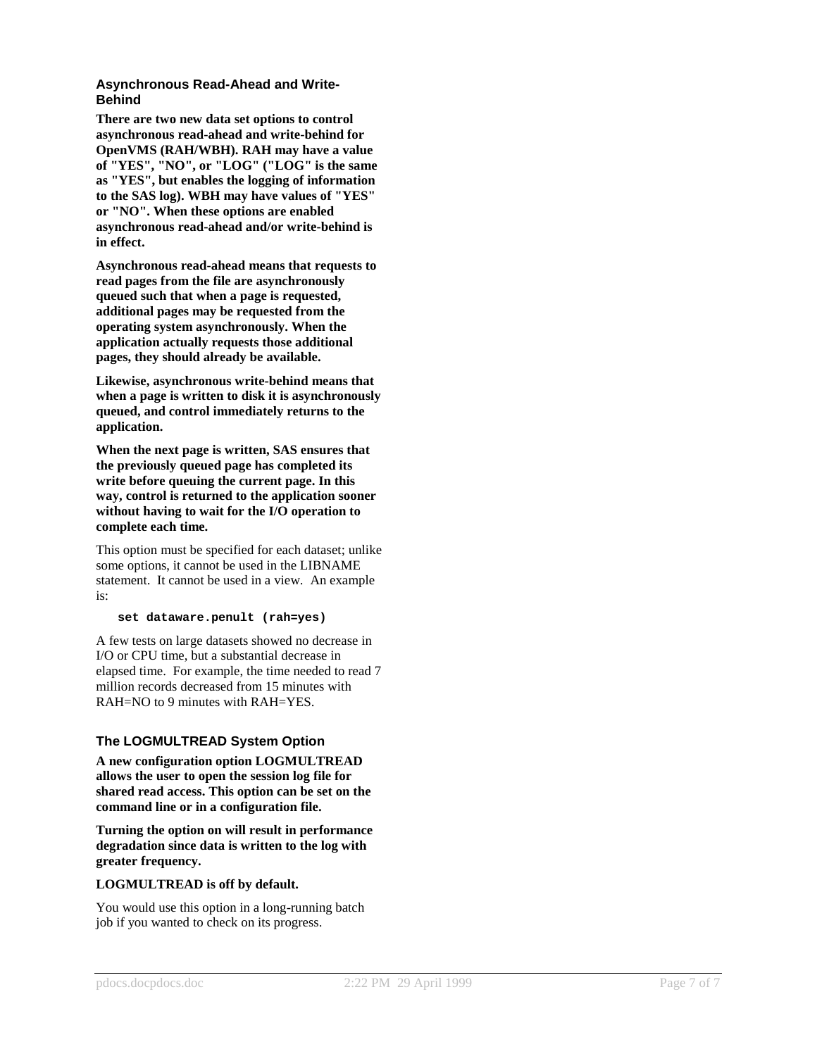### Asynchronous Read-Ahead and Write-Behind

**There are two new data set options to control asynchronous read-ahead and write-behind for OpenVMS (RAH/WBH). RAH may have a value of "YES", "NO", or "LOG" ("LOG" is the same as "YES", but enables the logging of information to the SAS log). WBH may have values of "YES" or "NO". When these options are enabled asynchronous read-ahead and/or write-behind is in effect.**

**Asynchronous read-ahead means that requests to read pages from the file are asynchronously queued such that when a page is requested, additional pages may be requested from the operating system asynchronously. When the application actually requests those additional pages, they should already be available.**

**Likewise, asynchronous write-behind means that when a page is written to disk it is asynchronously queued, and control immediately returns to the application.**

**When the next page is written, SAS ensures that the previously queued page has completed its write before queuing the current page. In this way, control is returned to the application sooner without having to wait for the I/O operation to complete each time.**

This option must be specified for each dataset; unlike some options, it cannot be used in the LIBNAME statement. It cannot be used in a view. An example is:

```
set dataware.penult (rah=yes)
```

A few tests on large datasets showed no decrease in I/O or CPU time, but a substantial decrease in elapsed time. For example, the time needed to read 7 million records decreased from 15 minutes with RAH=NO to 9 minutes with RAH=YES.

### The LOGMULTREAD System Option

**A new configuration option LOGMULTREAD allows the user to open the session log file for shared read access. This option can be set on the command line or in a configuration file.**

**Turning the option on will result in performance degradation since data is written to the log with greater frequency.**

**LOGMULTREAD is off by default.**

You would use this option in a long-running batch job if you wanted to check on its progress.